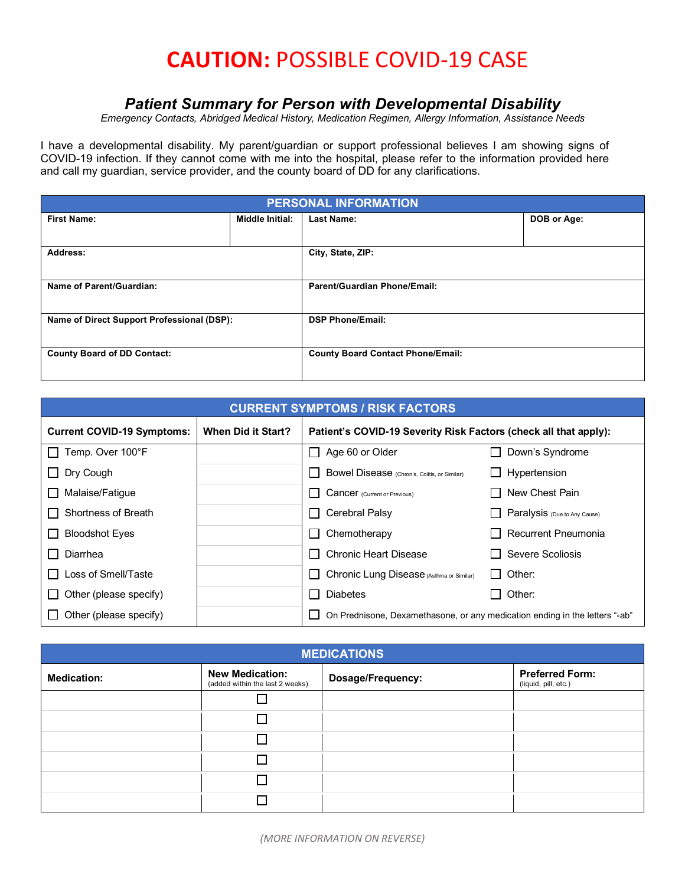# **CAUTION:** POSSIBLE COVID-19 CASE

## *Patient Summary for Person with Developmental Disability*

*Emergency Contacts, Abridged Medical History, Medication Regimen, Allergy Information, Assistance Needs*

I have a developmental disability. My parent/guardian or support professional believes I am showing signs of COVID-19 infection. If they cannot come with me into the hospital, please refer to the information provided here and call my guardian, service provider, and the county board of DD for any clarifications.

| PERSONAL INFORMATION | | | |
|---|---|---|---|
| **First Name:** | **Middle Initial:** | **Last Name:** | **DOB or Age:** |
| **Address:** | | **City, State, ZIP:** | |
| **Name of Parent/Guardian:** | | **Parent/Guardian Phone/Email:** | |
| **Name of Direct Support Professional (DSP):** | | **DSP Phone/Email:** | |
| **County Board of DD Contact:** | | **County Board Contact Phone/Email:** | |

| CURRENT SYMPTOMS / RISK FACTORS | | | |
|---|---|---|---|
| **Current COVID-19 Symptoms:** | **When Did it Start?** | **Patient's COVID-19 Severity Risk Factors (check all that apply):** | |
| ☐ Temp. Over 100°F | | ☐ Age 60 or Older | ☐ Down's Syndrome |
| ☐ Dry Cough | | ☐ Bowel Disease (Chron's, Colitis, or Similar) | ☐ Hypertension |
| ☐ Malaise/Fatigue | | ☐ Cancer (Current or Previous) | ☐ New Chest Pain |
| ☐ Shortness of Breath | | ☐ Cerebral Palsy | ☐ Paralysis (Due to Any Cause) |
| ☐ Bloodshot Eyes | | ☐ Chemotherapy | ☐ Recurrent Pneumonia |
| ☐ Diarrhea | | ☐ Chronic Heart Disease | ☐ Severe Scoliosis |
| ☐ Loss of Smell/Taste | | ☐ Chronic Lung Disease (Asthma or Similar) | ☐ Other: |
| ☐ Other (please specify) | | ☐ Diabetes | ☐ Other: |
| ☐ Other (please specify) | | ☐ On Prednisone, Dexamethasone, or any medication ending in the letters "-ab" | |

| MEDICATIONS | | | |
|---|---|---|---|
| **Medication:** | **New Medication:** (added within the last 2 weeks) | **Dosage/Frequency:** | **Preferred Form:** (liquid, pill, etc.) |
| | ☐ | | |
| | ☐ | | |
| | ☐ | | |
| | ☐ | | |
| | ☐ | | |
| | ☐ | | |

*(MORE INFORMATION ON REVERSE)*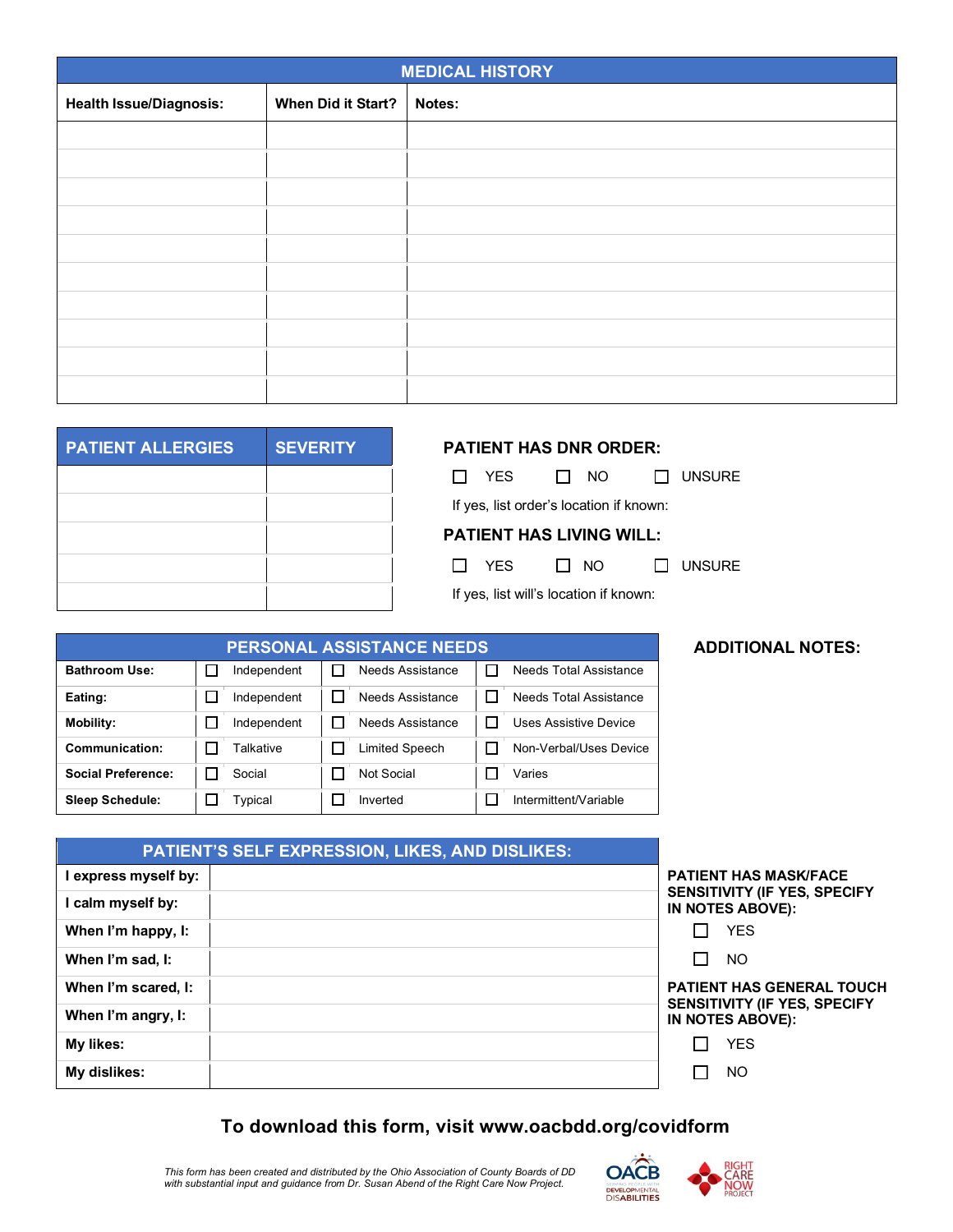| MEDICAL HISTORY | | |
|---|---|---|
| **Health Issue/Diagnosis:** | **When Did it Start?** | **Notes:** |
| | | |
| | | |
| | | |
| | | |
| | | |
| | | |
| | | |
| | | |
| | | |
| | | |

| PATIENT ALLERGIES | SEVERITY |
|---|---|
| | |
| | |
| | |
| | |
| | |

**PATIENT HAS DNR ORDER:**

☐ YES ☐ NO ☐ UNSURE

If yes, list order's location if known:

**PATIENT HAS LIVING WILL:**

☐ YES ☐ NO ☐ UNSURE

If yes, list will's location if known:

| PERSONAL ASSISTANCE NEEDS | | | |
|---|---|---|---|
| **Bathroom Use:** | ☐ Independent | ☐ Needs Assistance | ☐ Needs Total Assistance |
| **Eating:** | ☐ Independent | ☐ Needs Assistance | ☐ Needs Total Assistance |
| **Mobility:** | ☐ Independent | ☐ Needs Assistance | ☐ Uses Assistive Device |
| **Communication:** | ☐ Talkative | ☐ Limited Speech | ☐ Non-Verbal/Uses Device |
| **Social Preference:** | ☐ Social | ☐ Not Social | ☐ Varies |
| **Sleep Schedule:** | ☐ Typical | ☐ Inverted | ☐ Intermittent/Variable |

**ADDITIONAL NOTES:**

| PATIENT'S SELF EXPRESSION, LIKES, AND DISLIKES: | |
|---|---|
| **I express myself by:** | |
| **I calm myself by:** | |
| **When I'm happy, I:** | |
| **When I'm sad, I:** | |
| **When I'm scared, I:** | |
| **When I'm angry, I:** | |
| **My likes:** | |
| **My dislikes:** | |

**PATIENT HAS MASK/FACE SENSITIVITY (IF YES, SPECIFY IN NOTES ABOVE):**

☐ YES

☐ NO

**PATIENT HAS GENERAL TOUCH SENSITIVITY (IF YES, SPECIFY IN NOTES ABOVE):**

☐ YES

☐ NO

**To download this form, visit www.oacbdd.org/covidform**

*This form has been created and distributed by the Ohio Association of County Boards of DD with substantial input and guidance from Dr. Susan Abend of the Right Care Now Project.*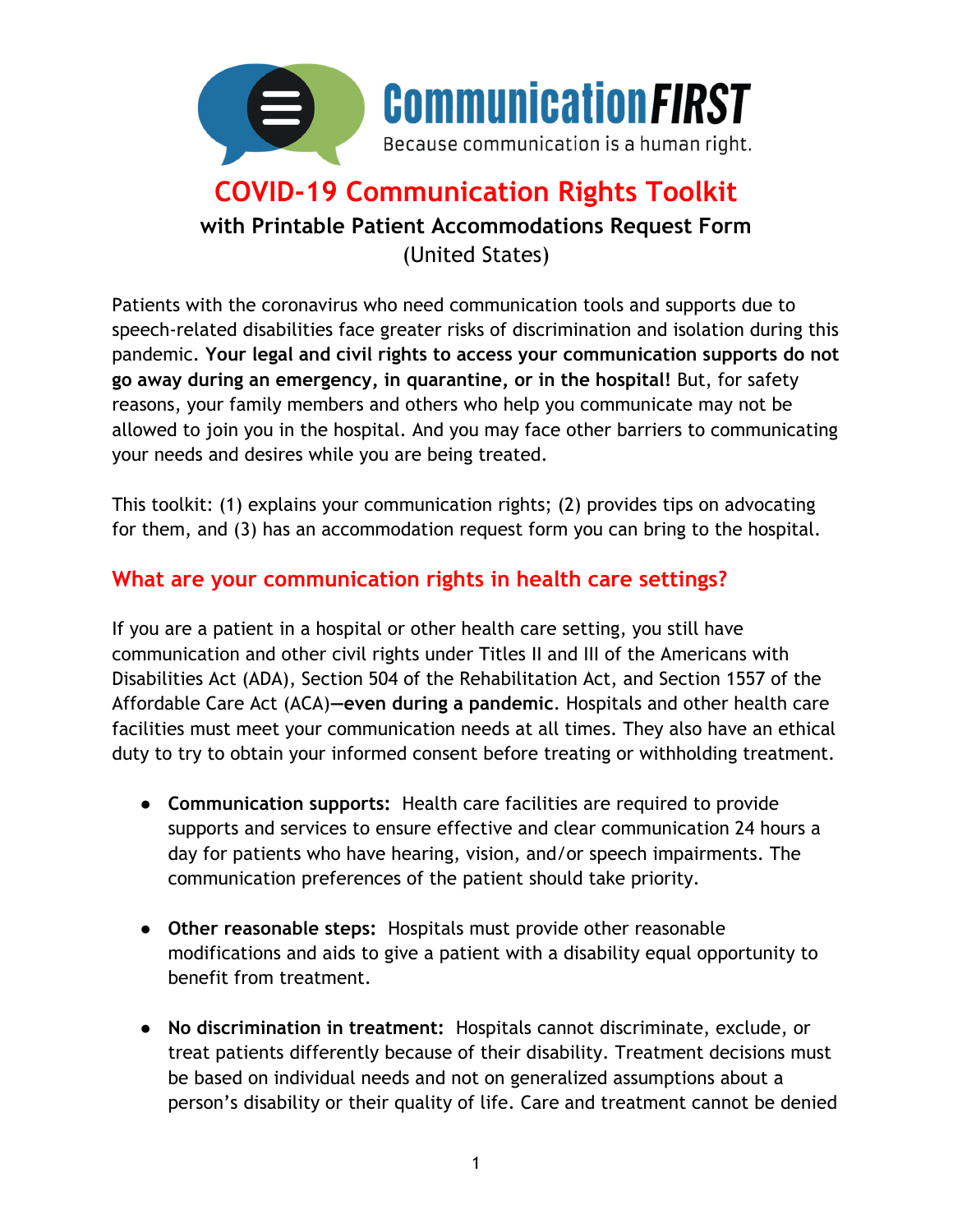CommunicationFIRST

Because communication is a human right.

# COVID-19 Communication Rights Toolkit

**with Printable Patient Accommodations Request Form**

(United States)

Patients with the coronavirus who need communication tools and supports due to speech-related disabilities face greater risks of discrimination and isolation during this pandemic. **Your legal and civil rights to access your communication supports do not go away during an emergency, in quarantine, or in the hospital!** But, for safety reasons, your family members and others who help you communicate may not be allowed to join you in the hospital. And you may face other barriers to communicating your needs and desires while you are being treated.

This toolkit: (1) explains your communication rights; (2) provides tips on advocating for them, and (3) has an accommodation request form you can bring to the hospital.

## What are your communication rights in health care settings?

If you are a patient in a hospital or other health care setting, you still have communication and other civil rights under Titles II and III of the Americans with Disabilities Act (ADA), Section 504 of the Rehabilitation Act, and Section 1557 of the Affordable Care Act (ACA)—**even during a pandemic**. Hospitals and other health care facilities must meet your communication needs at all times. They also have an ethical duty to try to obtain your informed consent before treating or withholding treatment.

- **Communication supports:** Health care facilities are required to provide supports and services to ensure effective and clear communication 24 hours a day for patients who have hearing, vision, and/or speech impairments. The communication preferences of the patient should take priority.

- **Other reasonable steps:** Hospitals must provide other reasonable modifications and aids to give a patient with a disability equal opportunity to benefit from treatment.

- **No discrimination in treatment:** Hospitals cannot discriminate, exclude, or treat patients differently because of their disability. Treatment decisions must be based on individual needs and not on generalized assumptions about a person's disability or their quality of life. Care and treatment cannot be denied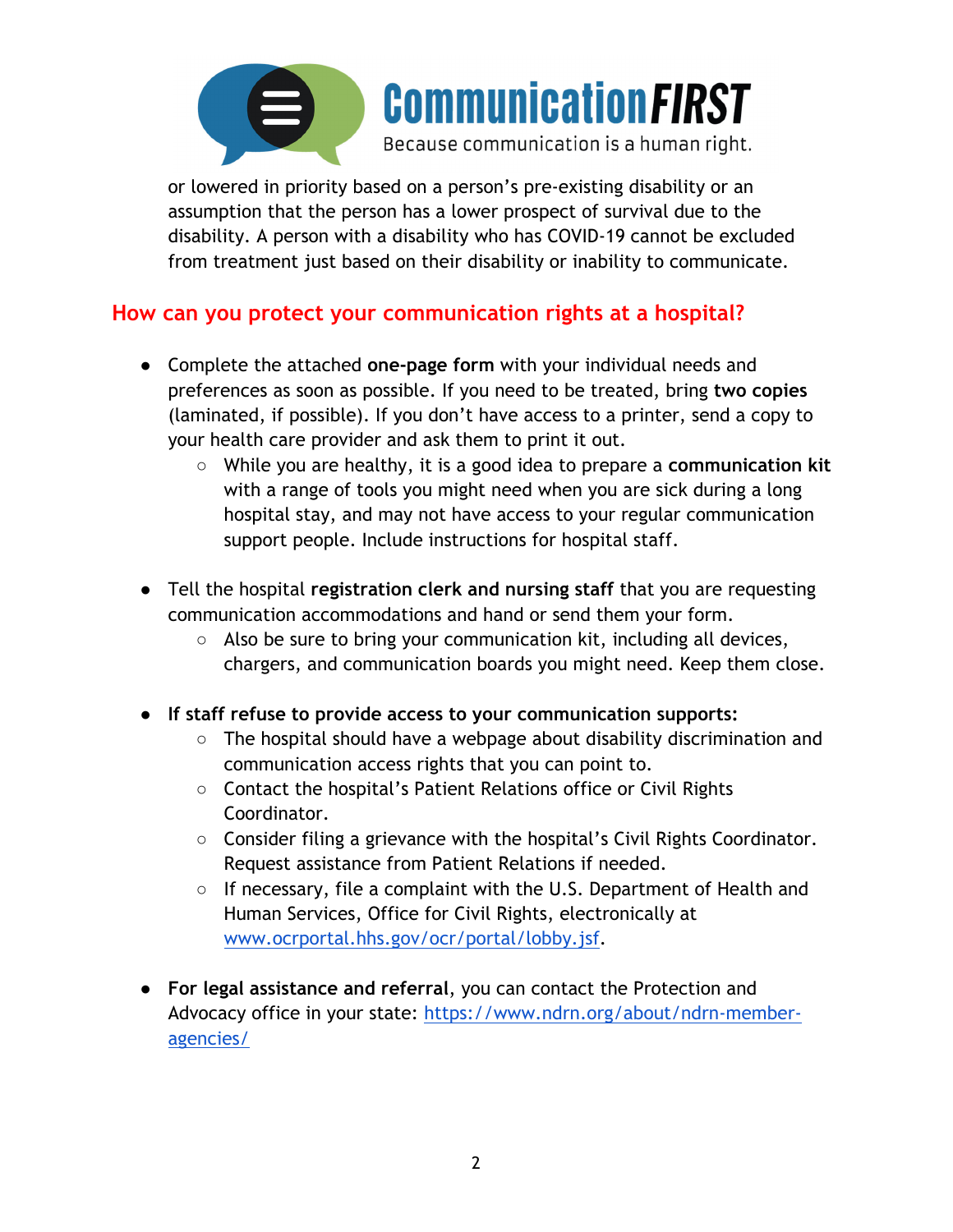or lowered in priority based on a person's pre-existing disability or an assumption that the person has a lower prospect of survival due to the disability. A person with a disability who has COVID-19 cannot be excluded from treatment just based on their disability or inability to communicate.

## How can you protect your communication rights at a hospital?

- Complete the attached **one-page form** with your individual needs and preferences as soon as possible. If you need to be treated, bring **two copies** (laminated, if possible). If you don't have access to a printer, send a copy to your health care provider and ask them to print it out.
  - While you are healthy, it is a good idea to prepare a **communication kit** with a range of tools you might need when you are sick during a long hospital stay, and may not have access to your regular communication support people. Include instructions for hospital staff.

- Tell the hospital **registration clerk and nursing staff** that you are requesting communication accommodations and hand or send them your form.
  - Also be sure to bring your communication kit, including all devices, chargers, and communication boards you might need. Keep them close.

- **If staff refuse to provide access to your communication supports:**
  - The hospital should have a webpage about disability discrimination and communication access rights that you can point to.
  - Contact the hospital's Patient Relations office or Civil Rights Coordinator.
  - Consider filing a grievance with the hospital's Civil Rights Coordinator. Request assistance from Patient Relations if needed.
  - If necessary, file a complaint with the U.S. Department of Health and Human Services, Office for Civil Rights, electronically at [www.ocrportal.hhs.gov/ocr/portal/lobby.jsf](www.ocrportal.hhs.gov/ocr/portal/lobby.jsf).

- **For legal assistance and referral**, you can contact the Protection and Advocacy office in your state: [https://www.ndrn.org/about/ndrn-member-agencies/](https://www.ndrn.org/about/ndrn-member-agencies/)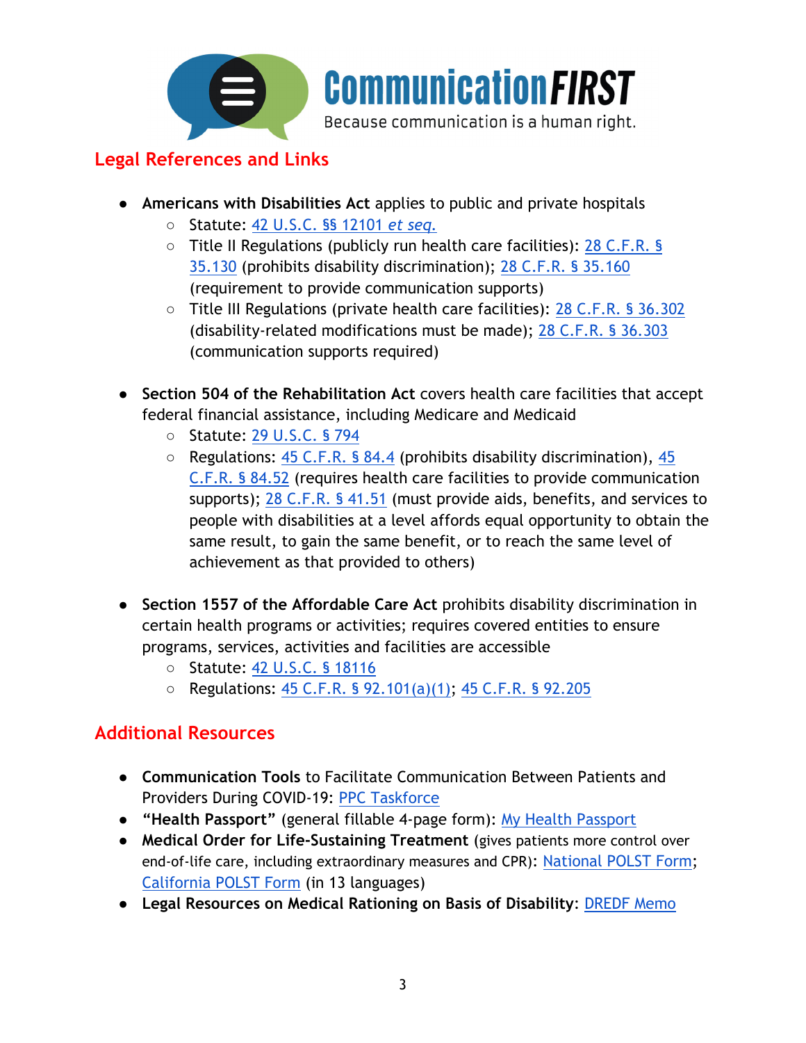## Legal References and Links

- **Americans with Disabilities Act** applies to public and private hospitals
  - Statute: 42 U.S.C. §§ 12101 *et seq.*
  - Title II Regulations (publicly run health care facilities): 28 C.F.R. § 35.130 (prohibits disability discrimination); 28 C.F.R. § 35.160 (requirement to provide communication supports)
  - Title III Regulations (private health care facilities): 28 C.F.R. § 36.302 (disability-related modifications must be made); 28 C.F.R. § 36.303 (communication supports required)

- **Section 504 of the Rehabilitation Act** covers health care facilities that accept federal financial assistance, including Medicare and Medicaid
  - Statute: 29 U.S.C. § 794
  - Regulations: 45 C.F.R. § 84.4 (prohibits disability discrimination), 45 C.F.R. § 84.52 (requires health care facilities to provide communication supports); 28 C.F.R. § 41.51 (must provide aids, benefits, and services to people with disabilities at a level affords equal opportunity to obtain the same result, to gain the same benefit, or to reach the same level of achievement as that provided to others)

- **Section 1557 of the Affordable Care Act** prohibits disability discrimination in certain health programs or activities; requires covered entities to ensure programs, services, activities and facilities are accessible
  - Statute: 42 U.S.C. § 18116
  - Regulations: 45 C.F.R. § 92.101(a)(1); 45 C.F.R. § 92.205

## Additional Resources

- **Communication Tools** to Facilitate Communication Between Patients and Providers During COVID-19: PPC Taskforce
- **"Health Passport"** (general fillable 4-page form): My Health Passport
- **Medical Order for Life-Sustaining Treatment** (gives patients more control over end-of-life care, including extraordinary measures and CPR): National POLST Form; California POLST Form (in 13 languages)
- **Legal Resources on Medical Rationing on Basis of Disability**: DREDF Memo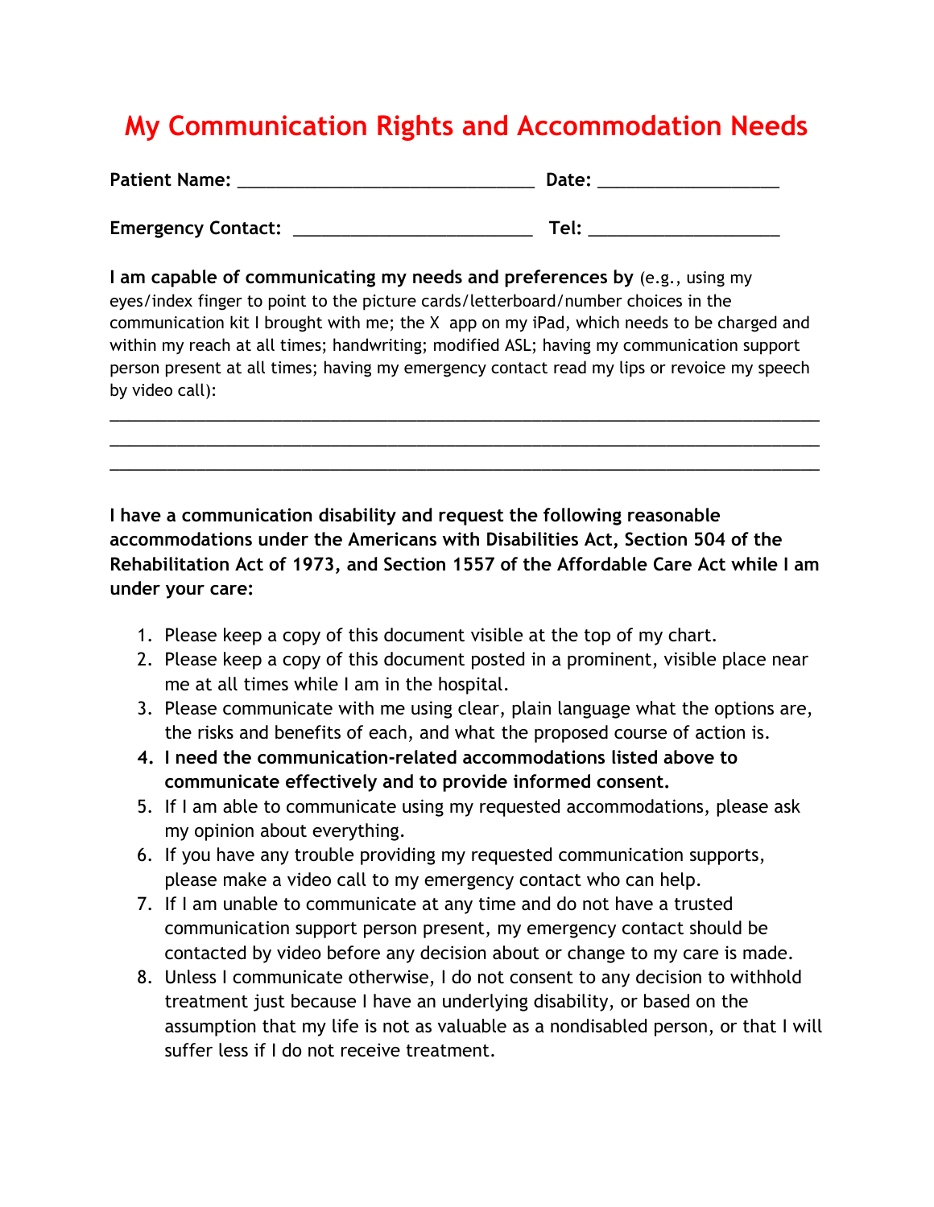# My Communication Rights and Accommodation Needs

**Patient Name:** _______________________________ **Date:** ___________________

**Emergency Contact:** _________________________ **Tel:** ____________________

**I am capable of communicating my needs and preferences by** (e.g., using my eyes/index finger to point to the picture cards/letterboard/number choices in the communication kit I brought with me; the X app on my iPad, which needs to be charged and within my reach at all times; handwriting; modified ASL; having my communication support person present at all times; having my emergency contact read my lips or revoice my speech by video call):

___________________________________________________________________________
___________________________________________________________________________
___________________________________________________________________________

**I have a communication disability and request the following reasonable accommodations under the Americans with Disabilities Act, Section 504 of the Rehabilitation Act of 1973, and Section 1557 of the Affordable Care Act while I am under your care:**

1. Please keep a copy of this document visible at the top of my chart.
2. Please keep a copy of this document posted in a prominent, visible place near me at all times while I am in the hospital.
3. Please communicate with me using clear, plain language what the options are, the risks and benefits of each, and what the proposed course of action is.
4. **I need the communication-related accommodations listed above to communicate effectively and to provide informed consent.**
5. If I am able to communicate using my requested accommodations, please ask my opinion about everything.
6. If you have any trouble providing my requested communication supports, please make a video call to my emergency contact who can help.
7. If I am unable to communicate at any time and do not have a trusted communication support person present, my emergency contact should be contacted by video before any decision about or change to my care is made.
8. Unless I communicate otherwise, I do not consent to any decision to withhold treatment just because I have an underlying disability, or based on the assumption that my life is not as valuable as a nondisabled person, or that I will suffer less if I do not receive treatment.